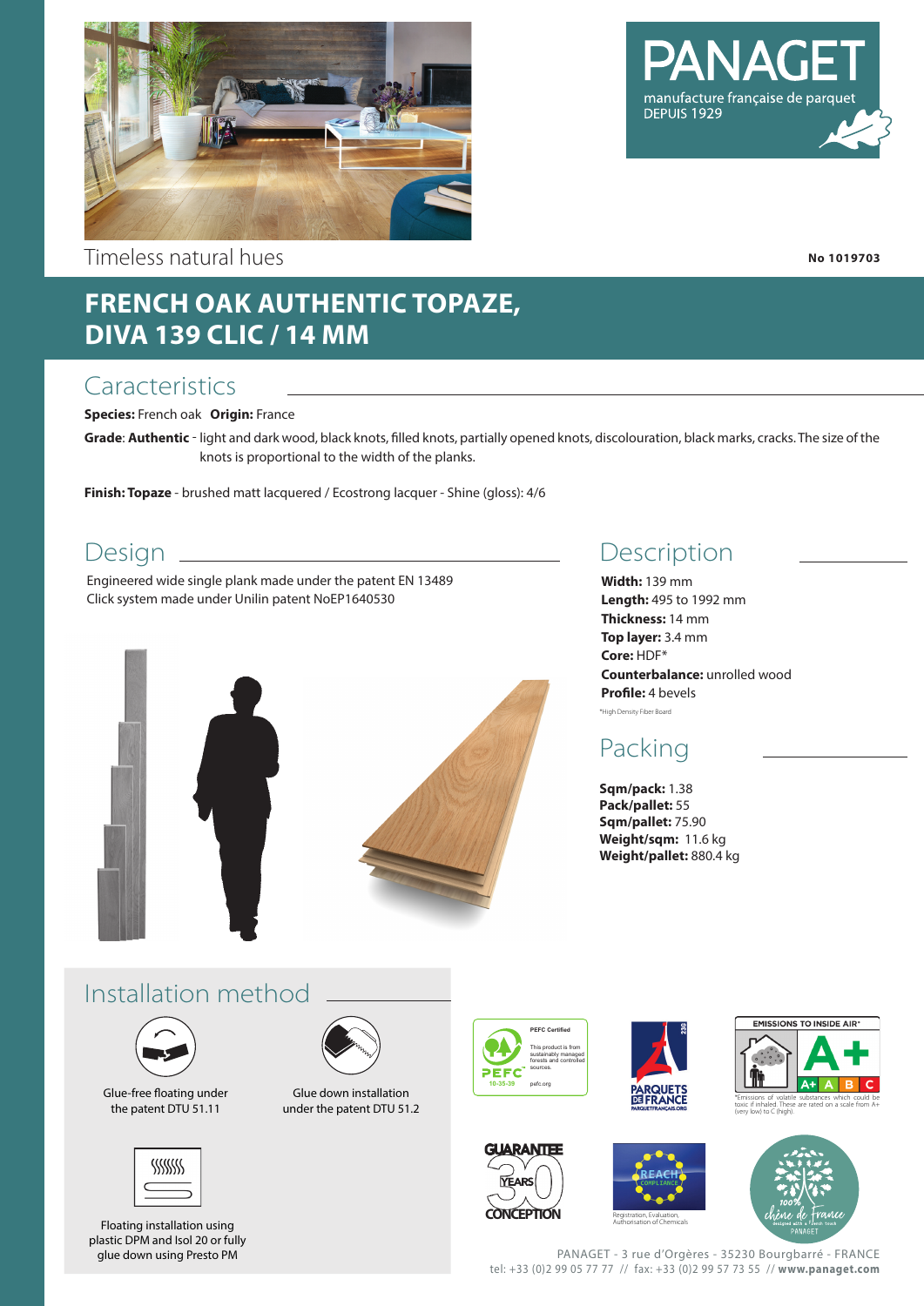PANAGET

manufacture française de parquet
DEPUIS 1929

Timeless natural hues

No 1019703

# FRENCH OAK AUTHENTIC TOPAZE, DIVA 139 CLIC / 14 MM

## Caracteristics

**Species:** French oak **Origin:** France

**Grade**: **Authentic** - light and dark wood, black knots, filled knots, partially opened knots, discolouration, black marks, cracks. The size of the knots is proportional to the width of the planks.

**Finish: Topaze** - brushed matt lacquered / Ecostrong lacquer - Shine (gloss): 4/6

## Design

Engineered wide single plank made under the patent EN 13489
Click system made under Unilin patent NoEP1640530

## Description

**Width:** 139 mm
**Length:** 495 to 1992 mm
**Thickness:** 14 mm
**Top layer:** 3.4 mm
**Core:** HDF*
**Counterbalance:** unrolled wood
**Profile:** 4 bevels

*High Density Fiber Board

## Packing

**Sqm/pack:** 1.38
**Pack/pallet:** 55
**Sqm/pallet:** 75.90
**Weight/sqm:** 11.6 kg
**Weight/pallet:** 880.4 kg

## Installation method

Glue-free floating under the patent DTU 51.11

Glue down installation under the patent DTU 51.2

Floating installation using plastic DPM and Isol 20 or fully glue down using Presto PM

PEFC Certified
This product is from sustainably managed forests and controlled sources.
10-35-39
pefc.org

PARQUETS DE FRANCE
PARQUETFRANCAIS.ORG

EMISSIONS TO INSIDE AIR*
A+ A B C
*Emissions of volatile substances which could be toxic if inhaled. These are rated on a scale from A+ (very low) to C (high).

GUARANTEE 30 YEARS CONCEPTION

REACH COMPLIANCE
Registration, Evaluation, Authorisation of Chemicals

100% chêne de France
designed with a French touch
PANAGET

PANAGET - 3 rue d'Orgères - 35230 Bourgbarré - FRANCE
tel: +33 (0)2 99 05 77 77 // fax: +33 (0)2 99 57 73 55 // **www.panaget.com**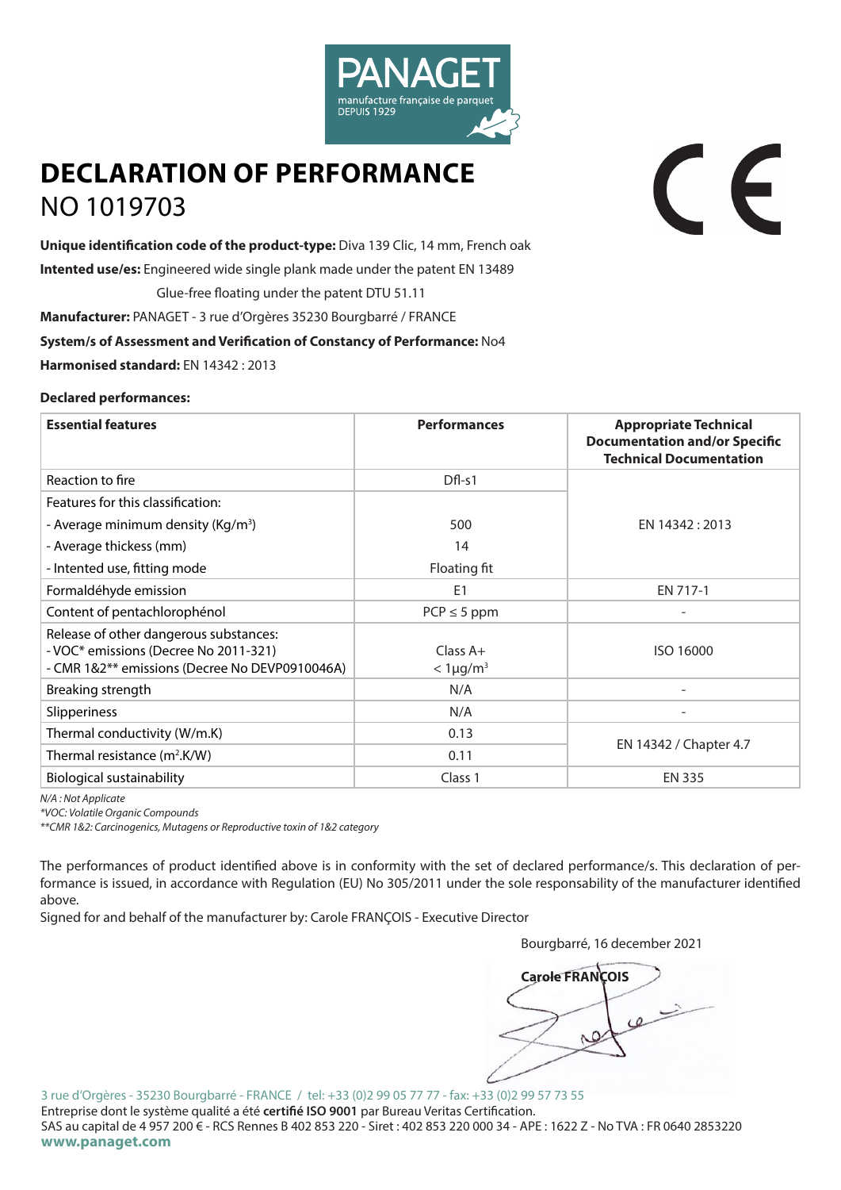PANAGET
manufacture française de parquet
DEPUIS 1929

# DECLARATION OF PERFORMANCE
## NO 1019703

CE

**Unique identification code of the product-type:** Diva 139 Clic, 14 mm, French oak

**Intented use/es:** Engineered wide single plank made under the patent EN 13489

Glue-free floating under the patent DTU 51.11

**Manufacturer:** PANAGET - 3 rue d'Orgères 35230 Bourgbarré / FRANCE

**System/s of Assessment and Verification of Constancy of Performance:** No4

**Harmonised standard:** EN 14342 : 2013

**Declared performances:**

| Essential features | Performances | Appropriate Technical Documentation and/or Specific Technical Documentation |
|---|---|---|
| Reaction to fire | Dfl-s1 | EN 14342 : 2013 |
| Features for this classification:<br>- Average minimum density (Kg/m³)<br>- Average thickess (mm)<br>- Intented use, fitting mode | <br>500<br>14<br>Floating fit | |
| Formaldéhyde emission | E1 | EN 717-1 |
| Content of pentachlorophénol | PCP ≤ 5 ppm | - |
| Release of other dangerous substances:<br>- VOC* emissions (Decree No 2011-321)<br>- CMR 1&2** emissions (Decree No DEVP0910046A) | Class A+<br>< 1µg/m³ | ISO 16000 |
| Breaking strength | N/A | - |
| Slipperiness | N/A | - |
| Thermal conductivity (W/m.K) | 0.13 | EN 14342 / Chapter 4.7 |
| Thermal resistance (m².K/W) | 0.11 | |
| Biological sustainability | Class 1 | EN 335 |

*N/A : Not Applicate*
*\*VOC: Volatile Organic Compounds*
*\*\*CMR 1&2: Carcinogenics, Mutagens or Reproductive toxin of 1&2 category*

The performances of product identified above is in conformity with the set of declared performance/s. This declaration of performance is issued, in accordance with Regulation (EU) No 305/2011 under the sole responsability of the manufacturer identified above.
Signed for and behalf of the manufacturer by: Carole FRANÇOIS - Executive Director

Bourgbarré, 16 december 2021

**Carole FRANCOIS**

3 rue d'Orgères - 35230 Bourgbarré - FRANCE / tel: +33 (0)2 99 05 77 77 - fax: +33 (0)2 99 57 73 55
Entreprise dont le système qualité a été **certifié ISO 9001** par Bureau Veritas Certification.
SAS au capital de 4 957 200 € - RCS Rennes B 402 853 220 - Siret : 402 853 220 000 34 - APE : 1622 Z - No TVA : FR 0640 2853220
**www.panaget.com**